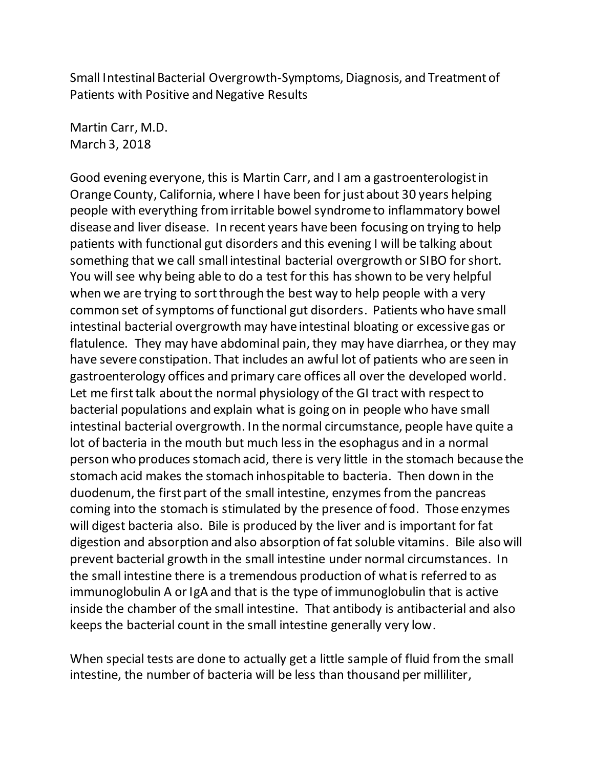# Small Intestinal Bacterial Overgrowth-Symptoms, Diagnosis, and Treatment of Patients with Positive and Negative Results

Martin Carr, M.D.
March 3, 2018

Good evening everyone, this is Martin Carr, and I am a gastroenterologist in Orange County, California, where I have been for just about 30 years helping people with everything from irritable bowel syndrome to inflammatory bowel disease and liver disease. In recent years have been focusing on trying to help patients with functional gut disorders and this evening I will be talking about something that we call small intestinal bacterial overgrowth or SIBO for short. You will see why being able to do a test for this has shown to be very helpful when we are trying to sort through the best way to help people with a very common set of symptoms of functional gut disorders. Patients who have small intestinal bacterial overgrowth may have intestinal bloating or excessive gas or flatulence. They may have abdominal pain, they may have diarrhea, or they may have severe constipation. That includes an awful lot of patients who are seen in gastroenterology offices and primary care offices all over the developed world. Let me first talk about the normal physiology of the GI tract with respect to bacterial populations and explain what is going on in people who have small intestinal bacterial overgrowth. In the normal circumstance, people have quite a lot of bacteria in the mouth but much less in the esophagus and in a normal person who produces stomach acid, there is very little in the stomach because the stomach acid makes the stomach inhospitable to bacteria. Then down in the duodenum, the first part of the small intestine, enzymes from the pancreas coming into the stomach is stimulated by the presence of food. Those enzymes will digest bacteria also. Bile is produced by the liver and is important for fat digestion and absorption and also absorption of fat soluble vitamins. Bile also will prevent bacterial growth in the small intestine under normal circumstances. In the small intestine there is a tremendous production of what is referred to as immunoglobulin A or IgA and that is the type of immunoglobulin that is active inside the chamber of the small intestine. That antibody is antibacterial and also keeps the bacterial count in the small intestine generally very low.

When special tests are done to actually get a little sample of fluid from the small intestine, the number of bacteria will be less than thousand per milliliter,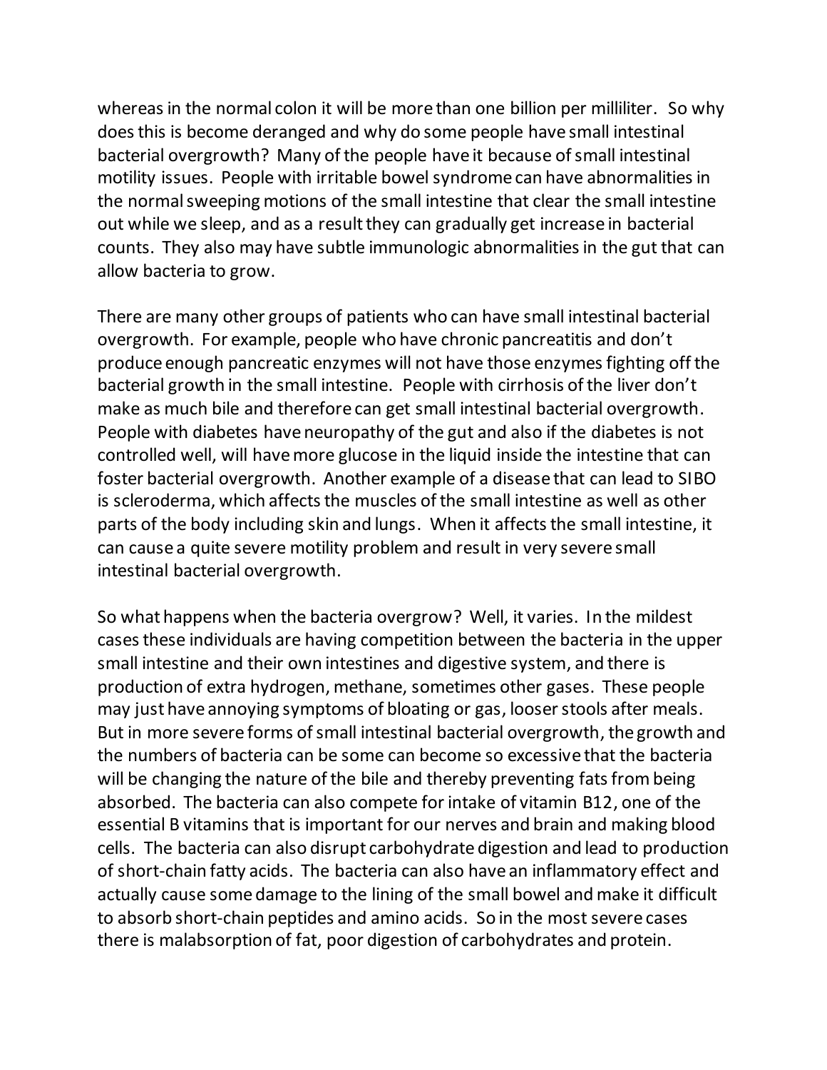whereas in the normal colon it will be more than one billion per milliliter. So why does this is become deranged and why do some people have small intestinal bacterial overgrowth? Many of the people have it because of small intestinal motility issues. People with irritable bowel syndrome can have abnormalities in the normal sweeping motions of the small intestine that clear the small intestine out while we sleep, and as a result they can gradually get increase in bacterial counts. They also may have subtle immunologic abnormalities in the gut that can allow bacteria to grow.

There are many other groups of patients who can have small intestinal bacterial overgrowth. For example, people who have chronic pancreatitis and don't produce enough pancreatic enzymes will not have those enzymes fighting off the bacterial growth in the small intestine. People with cirrhosis of the liver don't make as much bile and therefore can get small intestinal bacterial overgrowth. People with diabetes have neuropathy of the gut and also if the diabetes is not controlled well, will have more glucose in the liquid inside the intestine that can foster bacterial overgrowth. Another example of a disease that can lead to SIBO is scleroderma, which affects the muscles of the small intestine as well as other parts of the body including skin and lungs. When it affects the small intestine, it can cause a quite severe motility problem and result in very severe small intestinal bacterial overgrowth.

So what happens when the bacteria overgrow? Well, it varies. In the mildest cases these individuals are having competition between the bacteria in the upper small intestine and their own intestines and digestive system, and there is production of extra hydrogen, methane, sometimes other gases. These people may just have annoying symptoms of bloating or gas, looser stools after meals. But in more severe forms of small intestinal bacterial overgrowth, the growth and the numbers of bacteria can be some can become so excessive that the bacteria will be changing the nature of the bile and thereby preventing fats from being absorbed. The bacteria can also compete for intake of vitamin B12, one of the essential B vitamins that is important for our nerves and brain and making blood cells. The bacteria can also disrupt carbohydrate digestion and lead to production of short-chain fatty acids. The bacteria can also have an inflammatory effect and actually cause some damage to the lining of the small bowel and make it difficult to absorb short-chain peptides and amino acids. So in the most severe cases there is malabsorption of fat, poor digestion of carbohydrates and protein.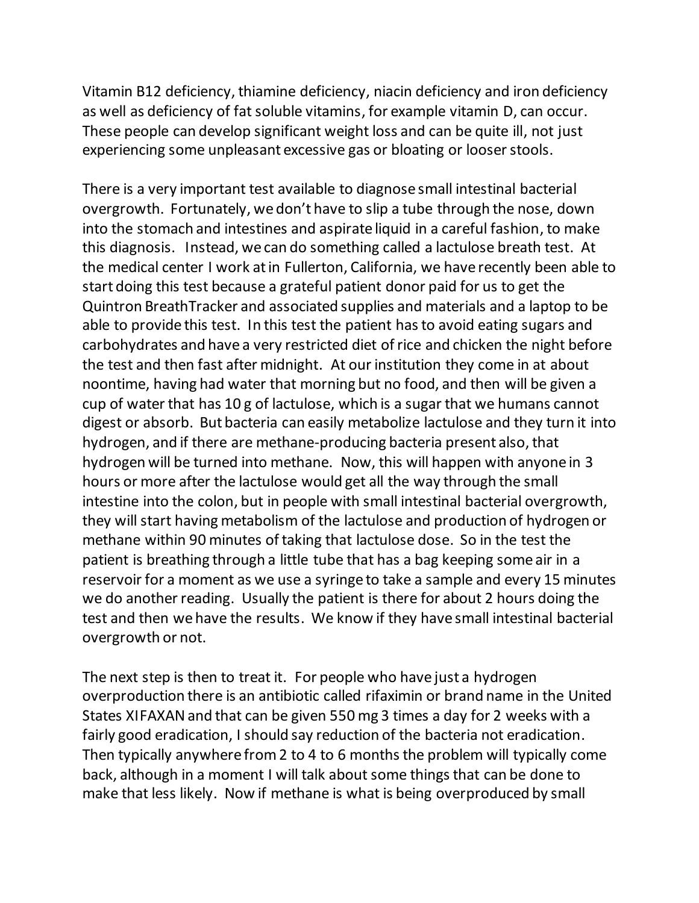Vitamin B12 deficiency, thiamine deficiency, niacin deficiency and iron deficiency as well as deficiency of fat soluble vitamins, for example vitamin D, can occur. These people can develop significant weight loss and can be quite ill, not just experiencing some unpleasant excessive gas or bloating or looser stools.

There is a very important test available to diagnose small intestinal bacterial overgrowth. Fortunately, we don't have to slip a tube through the nose, down into the stomach and intestines and aspirate liquid in a careful fashion, to make this diagnosis. Instead, we can do something called a lactulose breath test. At the medical center I work at in Fullerton, California, we have recently been able to start doing this test because a grateful patient donor paid for us to get the Quintron BreathTracker and associated supplies and materials and a laptop to be able to provide this test. In this test the patient has to avoid eating sugars and carbohydrates and have a very restricted diet of rice and chicken the night before the test and then fast after midnight. At our institution they come in at about noontime, having had water that morning but no food, and then will be given a cup of water that has 10 g of lactulose, which is a sugar that we humans cannot digest or absorb. But bacteria can easily metabolize lactulose and they turn it into hydrogen, and if there are methane-producing bacteria present also, that hydrogen will be turned into methane. Now, this will happen with anyone in 3 hours or more after the lactulose would get all the way through the small intestine into the colon, but in people with small intestinal bacterial overgrowth, they will start having metabolism of the lactulose and production of hydrogen or methane within 90 minutes of taking that lactulose dose. So in the test the patient is breathing through a little tube that has a bag keeping some air in a reservoir for a moment as we use a syringe to take a sample and every 15 minutes we do another reading. Usually the patient is there for about 2 hours doing the test and then we have the results. We know if they have small intestinal bacterial overgrowth or not.

The next step is then to treat it. For people who have just a hydrogen overproduction there is an antibiotic called rifaximin or brand name in the United States XIFAXAN and that can be given 550 mg 3 times a day for 2 weeks with a fairly good eradication, I should say reduction of the bacteria not eradication. Then typically anywhere from 2 to 4 to 6 months the problem will typically come back, although in a moment I will talk about some things that can be done to make that less likely. Now if methane is what is being overproduced by small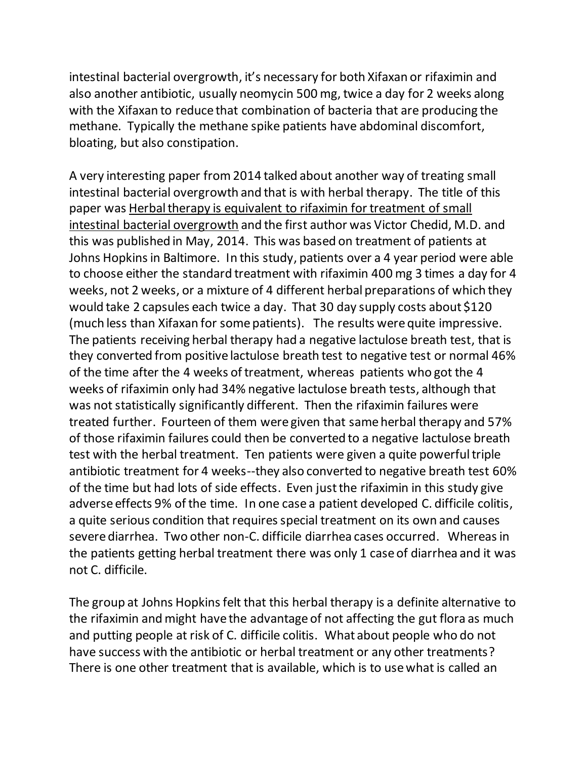intestinal bacterial overgrowth, it's necessary for both Xifaxan or rifaximin and also another antibiotic, usually neomycin 500 mg, twice a day for 2 weeks along with the Xifaxan to reduce that combination of bacteria that are producing the methane. Typically the methane spike patients have abdominal discomfort, bloating, but also constipation.

A very interesting paper from 2014 talked about another way of treating small intestinal bacterial overgrowth and that is with herbal therapy. The title of this paper was <u>Herbal therapy is equivalent to rifaximin for treatment of small intestinal bacterial overgrowth</u> and the first author was Victor Chedid, M.D. and this was published in May, 2014. This was based on treatment of patients at Johns Hopkins in Baltimore. In this study, patients over a 4 year period were able to choose either the standard treatment with rifaximin 400 mg 3 times a day for 4 weeks, not 2 weeks, or a mixture of 4 different herbal preparations of which they would take 2 capsules each twice a day. That 30 day supply costs about $120 (much less than Xifaxan for some patients). The results were quite impressive. The patients receiving herbal therapy had a negative lactulose breath test, that is they converted from positive lactulose breath test to negative test or normal 46% of the time after the 4 weeks of treatment, whereas patients who got the 4 weeks of rifaximin only had 34% negative lactulose breath tests, although that was not statistically significantly different. Then the rifaximin failures were treated further. Fourteen of them were given that same herbal therapy and 57% of those rifaximin failures could then be converted to a negative lactulose breath test with the herbal treatment. Ten patients were given a quite powerful triple antibiotic treatment for 4 weeks--they also converted to negative breath test 60% of the time but had lots of side effects. Even just the rifaximin in this study give adverse effects 9% of the time. In one case a patient developed C. difficile colitis, a quite serious condition that requires special treatment on its own and causes severe diarrhea. Two other non-C. difficile diarrhea cases occurred. Whereas in the patients getting herbal treatment there was only 1 case of diarrhea and it was not C. difficile.

The group at Johns Hopkins felt that this herbal therapy is a definite alternative to the rifaximin and might have the advantage of not affecting the gut flora as much and putting people at risk of C. difficile colitis. What about people who do not have success with the antibiotic or herbal treatment or any other treatments? There is one other treatment that is available, which is to use what is called an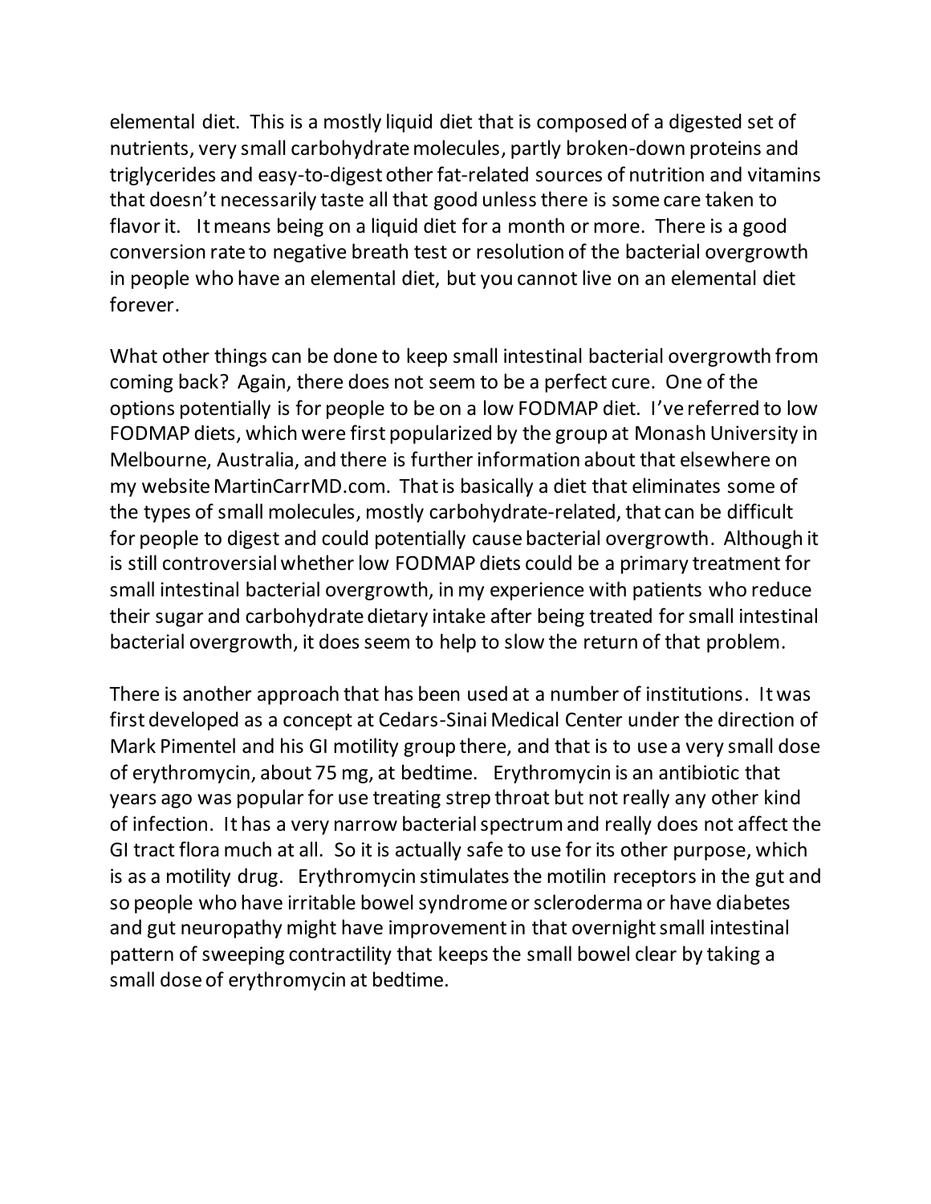elemental diet. This is a mostly liquid diet that is composed of a digested set of nutrients, very small carbohydrate molecules, partly broken-down proteins and triglycerides and easy-to-digest other fat-related sources of nutrition and vitamins that doesn't necessarily taste all that good unless there is some care taken to flavor it. It means being on a liquid diet for a month or more. There is a good conversion rate to negative breath test or resolution of the bacterial overgrowth in people who have an elemental diet, but you cannot live on an elemental diet forever.

What other things can be done to keep small intestinal bacterial overgrowth from coming back? Again, there does not seem to be a perfect cure. One of the options potentially is for people to be on a low FODMAP diet. I've referred to low FODMAP diets, which were first popularized by the group at Monash University in Melbourne, Australia, and there is further information about that elsewhere on my website MartinCarrMD.com. That is basically a diet that eliminates some of the types of small molecules, mostly carbohydrate-related, that can be difficult for people to digest and could potentially cause bacterial overgrowth. Although it is still controversial whether low FODMAP diets could be a primary treatment for small intestinal bacterial overgrowth, in my experience with patients who reduce their sugar and carbohydrate dietary intake after being treated for small intestinal bacterial overgrowth, it does seem to help to slow the return of that problem.

There is another approach that has been used at a number of institutions. It was first developed as a concept at Cedars-Sinai Medical Center under the direction of Mark Pimentel and his GI motility group there, and that is to use a very small dose of erythromycin, about 75 mg, at bedtime. Erythromycin is an antibiotic that years ago was popular for use treating strep throat but not really any other kind of infection. It has a very narrow bacterial spectrum and really does not affect the GI tract flora much at all. So it is actually safe to use for its other purpose, which is as a motility drug. Erythromycin stimulates the motilin receptors in the gut and so people who have irritable bowel syndrome or scleroderma or have diabetes and gut neuropathy might have improvement in that overnight small intestinal pattern of sweeping contractility that keeps the small bowel clear by taking a small dose of erythromycin at bedtime.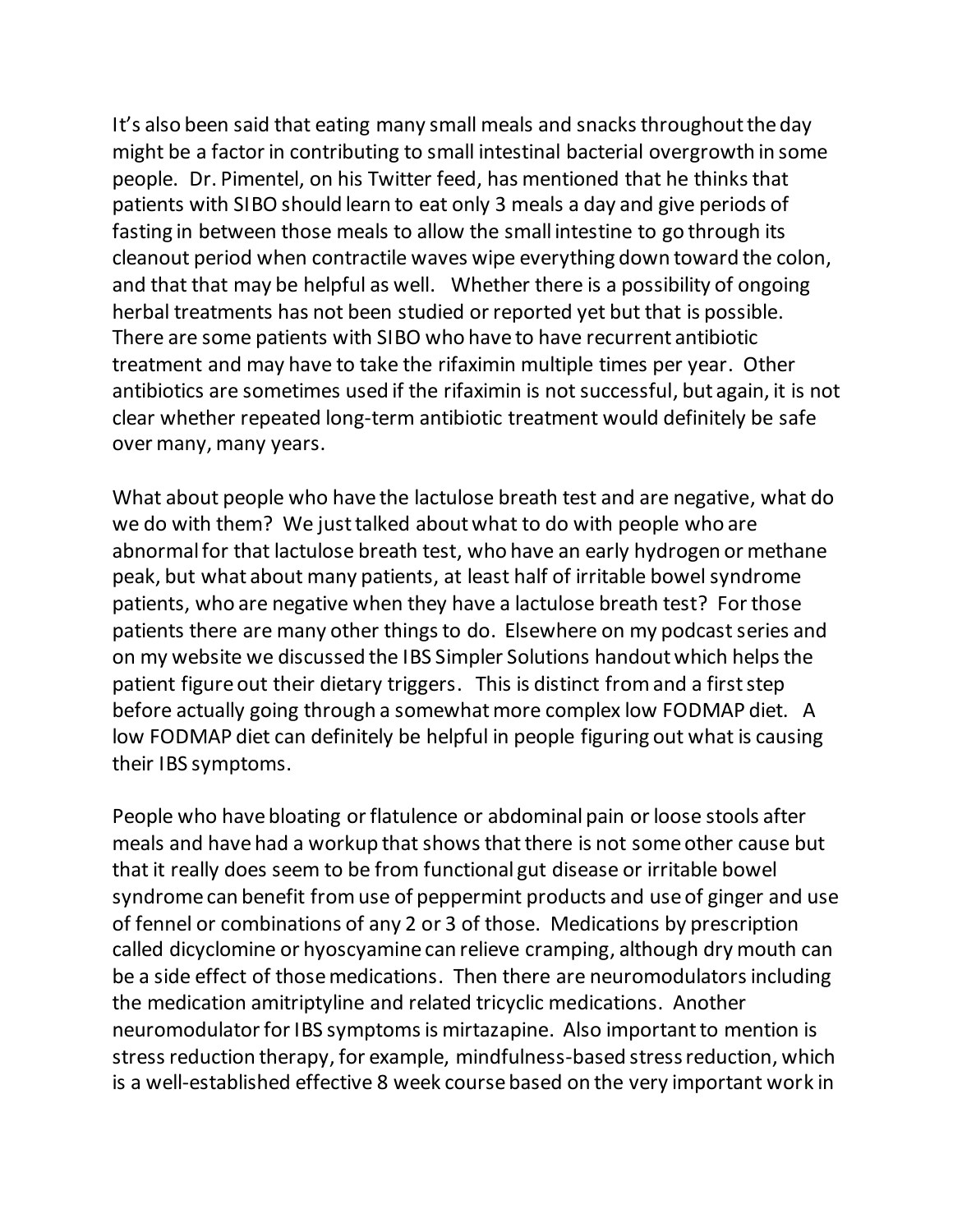It's also been said that eating many small meals and snacks throughout the day might be a factor in contributing to small intestinal bacterial overgrowth in some people. Dr. Pimentel, on his Twitter feed, has mentioned that he thinks that patients with SIBO should learn to eat only 3 meals a day and give periods of fasting in between those meals to allow the small intestine to go through its cleanout period when contractile waves wipe everything down toward the colon, and that that may be helpful as well. Whether there is a possibility of ongoing herbal treatments has not been studied or reported yet but that is possible. There are some patients with SIBO who have to have recurrent antibiotic treatment and may have to take the rifaximin multiple times per year. Other antibiotics are sometimes used if the rifaximin is not successful, but again, it is not clear whether repeated long-term antibiotic treatment would definitely be safe over many, many years.

What about people who have the lactulose breath test and are negative, what do we do with them? We just talked about what to do with people who are abnormal for that lactulose breath test, who have an early hydrogen or methane peak, but what about many patients, at least half of irritable bowel syndrome patients, who are negative when they have a lactulose breath test? For those patients there are many other things to do. Elsewhere on my podcast series and on my website we discussed the IBS Simpler Solutions handout which helps the patient figure out their dietary triggers. This is distinct from and a first step before actually going through a somewhat more complex low FODMAP diet. A low FODMAP diet can definitely be helpful in people figuring out what is causing their IBS symptoms.

People who have bloating or flatulence or abdominal pain or loose stools after meals and have had a workup that shows that there is not some other cause but that it really does seem to be from functional gut disease or irritable bowel syndrome can benefit from use of peppermint products and use of ginger and use of fennel or combinations of any 2 or 3 of those. Medications by prescription called dicyclomine or hyoscyamine can relieve cramping, although dry mouth can be a side effect of those medications. Then there are neuromodulators including the medication amitriptyline and related tricyclic medications. Another neuromodulator for IBS symptoms is mirtazapine. Also important to mention is stress reduction therapy, for example, mindfulness-based stress reduction, which is a well-established effective 8 week course based on the very important work in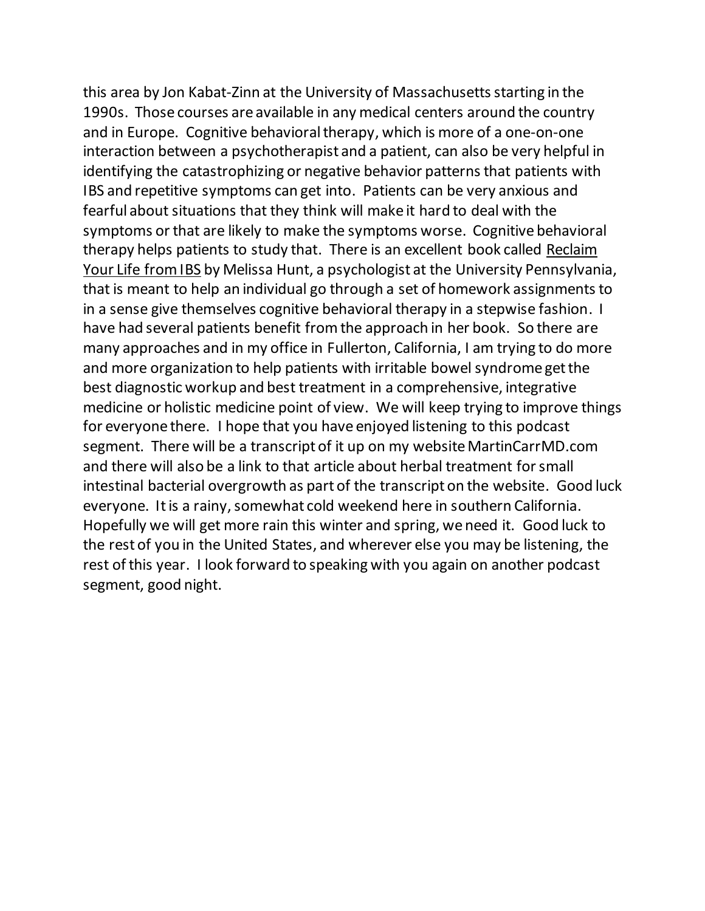this area by Jon Kabat-Zinn at the University of Massachusetts starting in the 1990s. Those courses are available in any medical centers around the country and in Europe. Cognitive behavioral therapy, which is more of a one-on-one interaction between a psychotherapist and a patient, can also be very helpful in identifying the catastrophizing or negative behavior patterns that patients with IBS and repetitive symptoms can get into. Patients can be very anxious and fearful about situations that they think will make it hard to deal with the symptoms or that are likely to make the symptoms worse. Cognitive behavioral therapy helps patients to study that. There is an excellent book called Reclaim Your Life from IBS by Melissa Hunt, a psychologist at the University Pennsylvania, that is meant to help an individual go through a set of homework assignments to in a sense give themselves cognitive behavioral therapy in a stepwise fashion. I have had several patients benefit from the approach in her book. So there are many approaches and in my office in Fullerton, California, I am trying to do more and more organization to help patients with irritable bowel syndrome get the best diagnostic workup and best treatment in a comprehensive, integrative medicine or holistic medicine point of view. We will keep trying to improve things for everyone there. I hope that you have enjoyed listening to this podcast segment. There will be a transcript of it up on my website MartinCarrMD.com and there will also be a link to that article about herbal treatment for small intestinal bacterial overgrowth as part of the transcript on the website. Good luck everyone. It is a rainy, somewhat cold weekend here in southern California. Hopefully we will get more rain this winter and spring, we need it. Good luck to the rest of you in the United States, and wherever else you may be listening, the rest of this year. I look forward to speaking with you again on another podcast segment, good night.